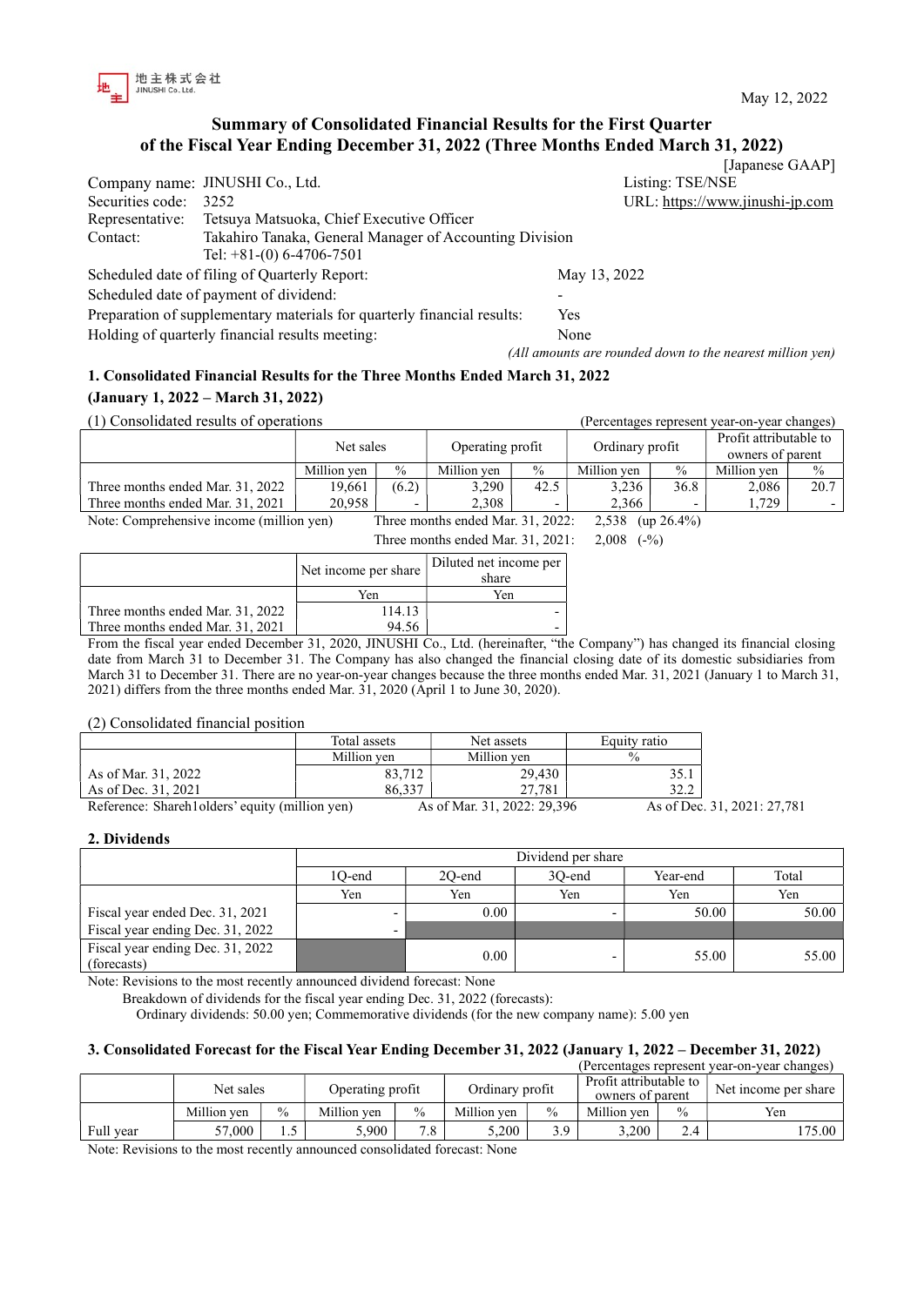地主株式会社
JINUSHI Co., Ltd.

May 12, 2022

# Summary of Consolidated Financial Results for the First Quarter of the Fiscal Year Ending December 31, 2022 (Three Months Ended March 31, 2022)

[Japanese GAAP]

Company name: JINUSHI Co., Ltd.  
Listing: TSE/NSE  
Securities code: 3252  
URL: https://www.jinushi-jp.com  
Representative: Tetsuya Matsuoka, Chief Executive Officer  
Contact: Takahiro Tanaka, General Manager of Accounting Division  
Tel: +81-(0) 6-4706-7501

Scheduled date of filing of Quarterly Report: May 13, 2022  
Scheduled date of payment of dividend: -  
Preparation of supplementary materials for quarterly financial results: Yes  
Holding of quarterly financial results meeting: None

*(All amounts are rounded down to the nearest million yen)*

## 1. Consolidated Financial Results for the Three Months Ended March 31, 2022 (January 1, 2022 – March 31, 2022)

(1) Consolidated results of operations (Percentages represent year-on-year changes)

| | Net sales | | Operating profit | | Ordinary profit | | Profit attributable to owners of parent | |
|---|---|---|---|---|---|---|---|---|
| | Million yen | % | Million yen | % | Million yen | % | Million yen | % |
| Three months ended Mar. 31, 2022 | 19,661 | (6.2) | 3,290 | 42.5 | 3,236 | 36.8 | 2,086 | 20.7 |
| Three months ended Mar. 31, 2021 | 20,958 | - | 2,308 | - | 2,366 | - | 1,729 | - |

Note: Comprehensive income (million yen) Three months ended Mar. 31, 2022: 2,538 (up 26.4%)  
Three months ended Mar. 31, 2021: 2,008 (-%)

| | Net income per share | Diluted net income per share |
|---|---|---|
| | Yen | Yen |
| Three months ended Mar. 31, 2022 | 114.13 | - |
| Three months ended Mar. 31, 2021 | 94.56 | - |

From the fiscal year ended December 31, 2020, JINUSHI Co., Ltd. (hereinafter, "the Company") has changed its financial closing date from March 31 to December 31. The Company has also changed the financial closing date of its domestic subsidiaries from March 31 to December 31. There are no year-on-year changes because the three months ended Mar. 31, 2021 (January 1 to March 31, 2021) differs from the three months ended Mar. 31, 2020 (April 1 to June 30, 2020).

(2) Consolidated financial position

| | Total assets | Net assets | Equity ratio |
|---|---|---|---|
| | Million yen | Million yen | % |
| As of Mar. 31, 2022 | 83,712 | 29,430 | 35.1 |
| As of Dec. 31, 2021 | 86,337 | 27,781 | 32.2 |

Reference: Sharehlolders' equity (million yen) As of Mar. 31, 2022: 29,396 As of Dec. 31, 2021: 27,781

## 2. Dividends

| | Dividend per share | | | | |
|---|---|---|---|---|---|
| | 1Q-end | 2Q-end | 3Q-end | Year-end | Total |
| | Yen | Yen | Yen | Yen | Yen |
| Fiscal year ended Dec. 31, 2021 | - | 0.00 | - | 50.00 | 50.00 |
| Fiscal year ending Dec. 31, 2022 | - | | | | |
| Fiscal year ending Dec. 31, 2022 (forecasts) | | 0.00 | - | 55.00 | 55.00 |

Note: Revisions to the most recently announced dividend forecast: None  
Breakdown of dividends for the fiscal year ending Dec. 31, 2022 (forecasts):  
Ordinary dividends: 50.00 yen; Commemorative dividends (for the new company name): 5.00 yen

## 3. Consolidated Forecast for the Fiscal Year Ending December 31, 2022 (January 1, 2022 – December 31, 2022)

(Percentages represent year-on-year changes)

| | Net sales | | Operating profit | | Ordinary profit | | Profit attributable to owners of parent | | Net income per share |
|---|---|---|---|---|---|---|---|---|---|
| | Million yen | % | Million yen | % | Million yen | % | Million yen | % | Yen |
| Full year | 57,000 | 1.5 | 5,900 | 7.8 | 5,200 | 3.9 | 3,200 | 2.4 | 175.00 |

Note: Revisions to the most recently announced consolidated forecast: None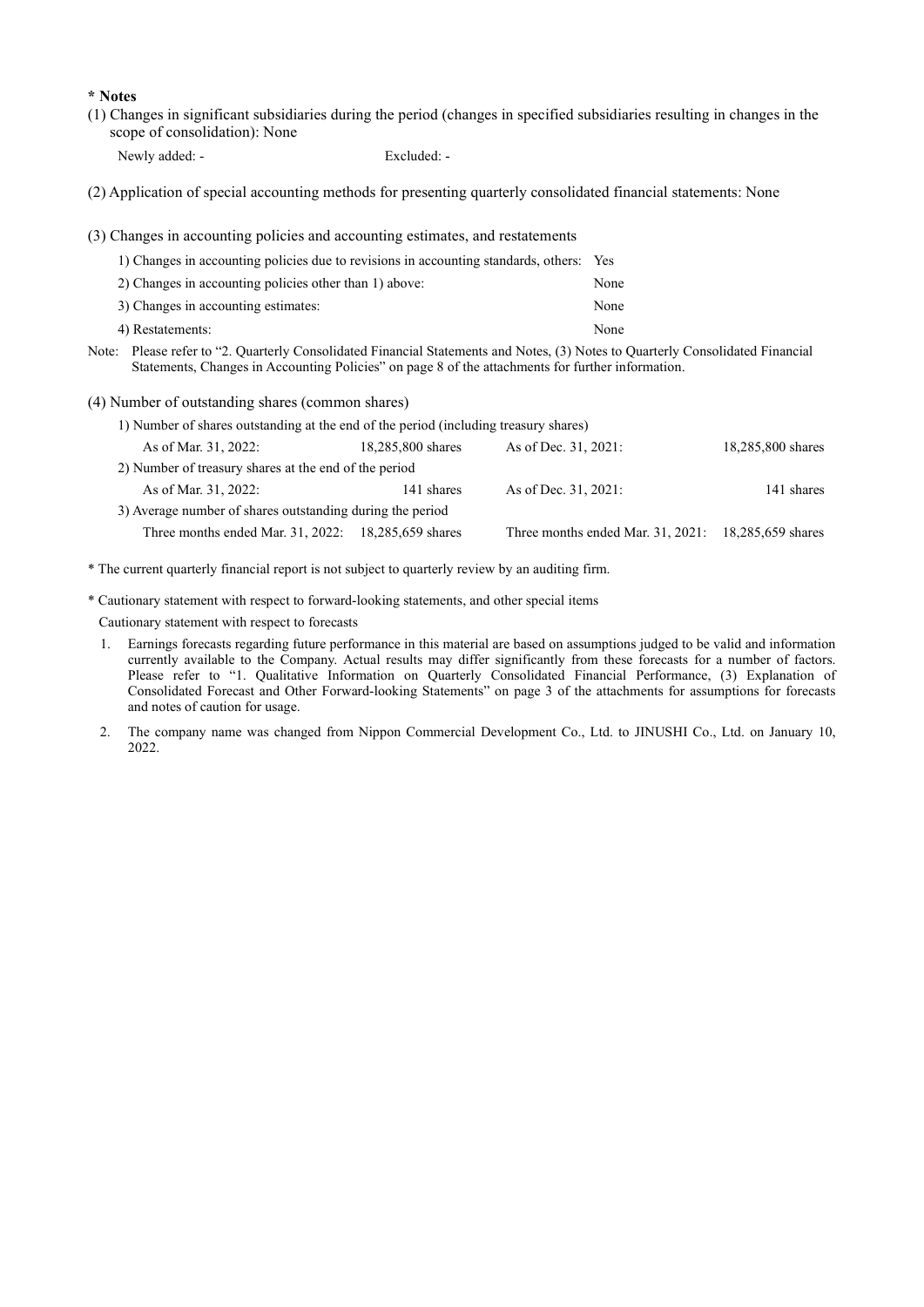**\* Notes**

(1) Changes in significant subsidiaries during the period (changes in specified subsidiaries resulting in changes in the scope of consolidation): None

Newly added: - Excluded: -

(2) Application of special accounting methods for presenting quarterly consolidated financial statements: None

(3) Changes in accounting policies and accounting estimates, and restatements

| | |
|---|---|
| 1) Changes in accounting policies due to revisions in accounting standards, others: | Yes |
| 2) Changes in accounting policies other than 1) above: | None |
| 3) Changes in accounting estimates: | None |
| 4) Restatements: | None |

Note: Please refer to "2. Quarterly Consolidated Financial Statements and Notes, (3) Notes to Quarterly Consolidated Financial Statements, Changes in Accounting Policies" on page 8 of the attachments for further information.

(4) Number of outstanding shares (common shares)

1) Number of shares outstanding at the end of the period (including treasury shares)

| | | | |
|---|---|---|---|
| As of Mar. 31, 2022: | 18,285,800 shares | As of Dec. 31, 2021: | 18,285,800 shares |

2) Number of treasury shares at the end of the period

| | | | |
|---|---|---|---|
| As of Mar. 31, 2022: | 141 shares | As of Dec. 31, 2021: | 141 shares |

3) Average number of shares outstanding during the period

| | | | |
|---|---|---|---|
| Three months ended Mar. 31, 2022: | 18,285,659 shares | Three months ended Mar. 31, 2021: | 18,285,659 shares |

\* The current quarterly financial report is not subject to quarterly review by an auditing firm.

\* Cautionary statement with respect to forward-looking statements, and other special items

Cautionary statement with respect to forecasts

1. Earnings forecasts regarding future performance in this material are based on assumptions judged to be valid and information currently available to the Company. Actual results may differ significantly from these forecasts for a number of factors. Please refer to "1. Qualitative Information on Quarterly Consolidated Financial Performance, (3) Explanation of Consolidated Forecast and Other Forward-looking Statements" on page 3 of the attachments for assumptions for forecasts and notes of caution for usage.
2. The company name was changed from Nippon Commercial Development Co., Ltd. to JINUSHI Co., Ltd. on January 10, 2022.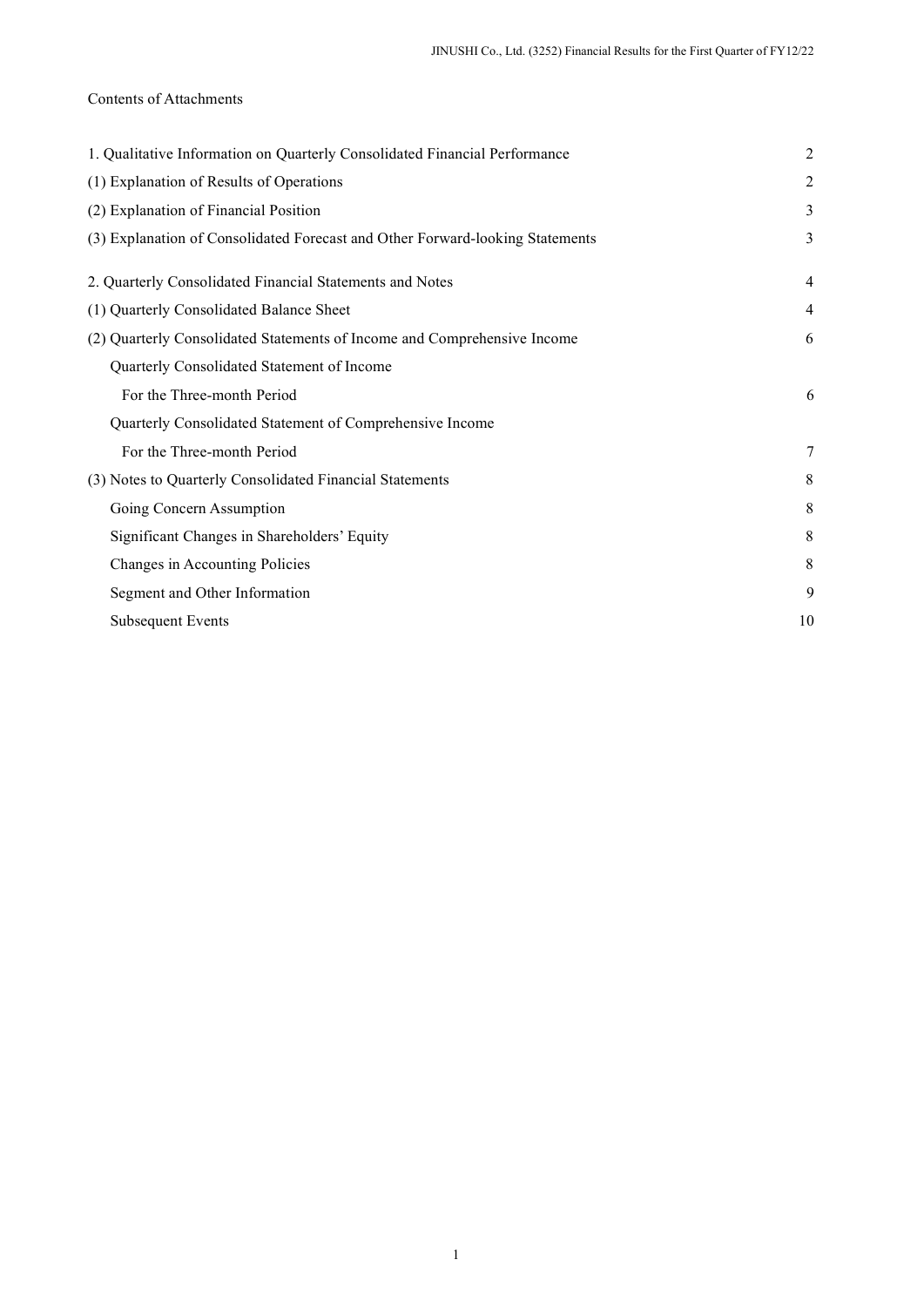Contents of Attachments

| | |
|---|---|
| 1. Qualitative Information on Quarterly Consolidated Financial Performance | 2 |
| (1) Explanation of Results of Operations | 2 |
| (2) Explanation of Financial Position | 3 |
| (3) Explanation of Consolidated Forecast and Other Forward-looking Statements | 3 |
| 2. Quarterly Consolidated Financial Statements and Notes | 4 |
| (1) Quarterly Consolidated Balance Sheet | 4 |
| (2) Quarterly Consolidated Statements of Income and Comprehensive Income | 6 |
| Quarterly Consolidated Statement of Income | |
| For the Three-month Period | 6 |
| Quarterly Consolidated Statement of Comprehensive Income | |
| For the Three-month Period | 7 |
| (3) Notes to Quarterly Consolidated Financial Statements | 8 |
| Going Concern Assumption | 8 |
| Significant Changes in Shareholders' Equity | 8 |
| Changes in Accounting Policies | 8 |
| Segment and Other Information | 9 |
| Subsequent Events | 10 |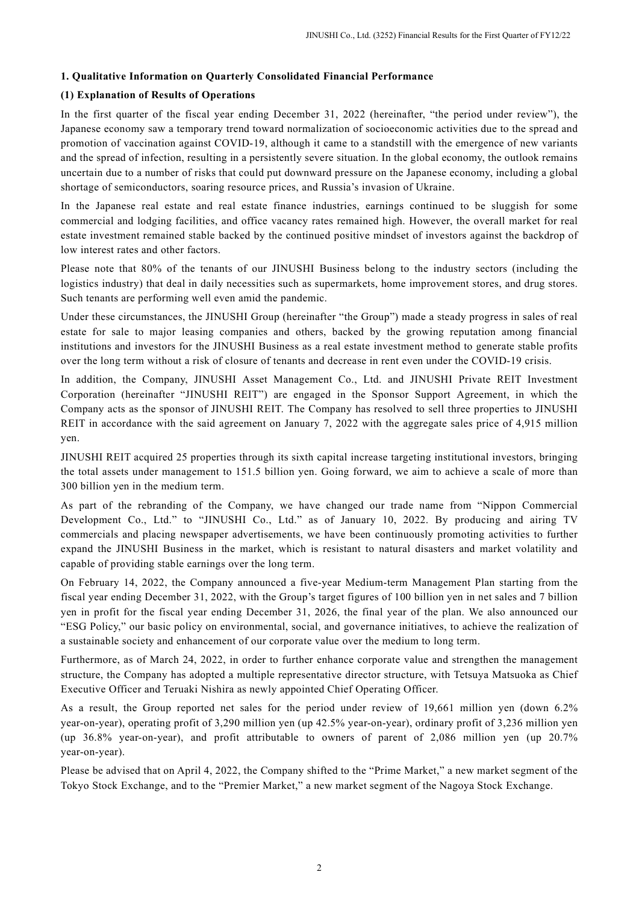## 1. Qualitative Information on Quarterly Consolidated Financial Performance

### (1) Explanation of Results of Operations

In the first quarter of the fiscal year ending December 31, 2022 (hereinafter, "the period under review"), the Japanese economy saw a temporary trend toward normalization of socioeconomic activities due to the spread and promotion of vaccination against COVID-19, although it came to a standstill with the emergence of new variants and the spread of infection, resulting in a persistently severe situation. In the global economy, the outlook remains uncertain due to a number of risks that could put downward pressure on the Japanese economy, including a global shortage of semiconductors, soaring resource prices, and Russia's invasion of Ukraine.

In the Japanese real estate and real estate finance industries, earnings continued to be sluggish for some commercial and lodging facilities, and office vacancy rates remained high. However, the overall market for real estate investment remained stable backed by the continued positive mindset of investors against the backdrop of low interest rates and other factors.

Please note that 80% of the tenants of our JINUSHI Business belong to the industry sectors (including the logistics industry) that deal in daily necessities such as supermarkets, home improvement stores, and drug stores. Such tenants are performing well even amid the pandemic.

Under these circumstances, the JINUSHI Group (hereinafter "the Group") made a steady progress in sales of real estate for sale to major leasing companies and others, backed by the growing reputation among financial institutions and investors for the JINUSHI Business as a real estate investment method to generate stable profits over the long term without a risk of closure of tenants and decrease in rent even under the COVID-19 crisis.

In addition, the Company, JINUSHI Asset Management Co., Ltd. and JINUSHI Private REIT Investment Corporation (hereinafter "JINUSHI REIT") are engaged in the Sponsor Support Agreement, in which the Company acts as the sponsor of JINUSHI REIT. The Company has resolved to sell three properties to JINUSHI REIT in accordance with the said agreement on January 7, 2022 with the aggregate sales price of 4,915 million yen.

JINUSHI REIT acquired 25 properties through its sixth capital increase targeting institutional investors, bringing the total assets under management to 151.5 billion yen. Going forward, we aim to achieve a scale of more than 300 billion yen in the medium term.

As part of the rebranding of the Company, we have changed our trade name from "Nippon Commercial Development Co., Ltd." to "JINUSHI Co., Ltd." as of January 10, 2022. By producing and airing TV commercials and placing newspaper advertisements, we have been continuously promoting activities to further expand the JINUSHI Business in the market, which is resistant to natural disasters and market volatility and capable of providing stable earnings over the long term.

On February 14, 2022, the Company announced a five-year Medium-term Management Plan starting from the fiscal year ending December 31, 2022, with the Group's target figures of 100 billion yen in net sales and 7 billion yen in profit for the fiscal year ending December 31, 2026, the final year of the plan. We also announced our "ESG Policy," our basic policy on environmental, social, and governance initiatives, to achieve the realization of a sustainable society and enhancement of our corporate value over the medium to long term.

Furthermore, as of March 24, 2022, in order to further enhance corporate value and strengthen the management structure, the Company has adopted a multiple representative director structure, with Tetsuya Matsuoka as Chief Executive Officer and Teruaki Nishira as newly appointed Chief Operating Officer.

As a result, the Group reported net sales for the period under review of 19,661 million yen (down 6.2% year-on-year), operating profit of 3,290 million yen (up 42.5% year-on-year), ordinary profit of 3,236 million yen (up 36.8% year-on-year), and profit attributable to owners of parent of 2,086 million yen (up 20.7% year-on-year).

Please be advised that on April 4, 2022, the Company shifted to the "Prime Market," a new market segment of the Tokyo Stock Exchange, and to the "Premier Market," a new market segment of the Nagoya Stock Exchange.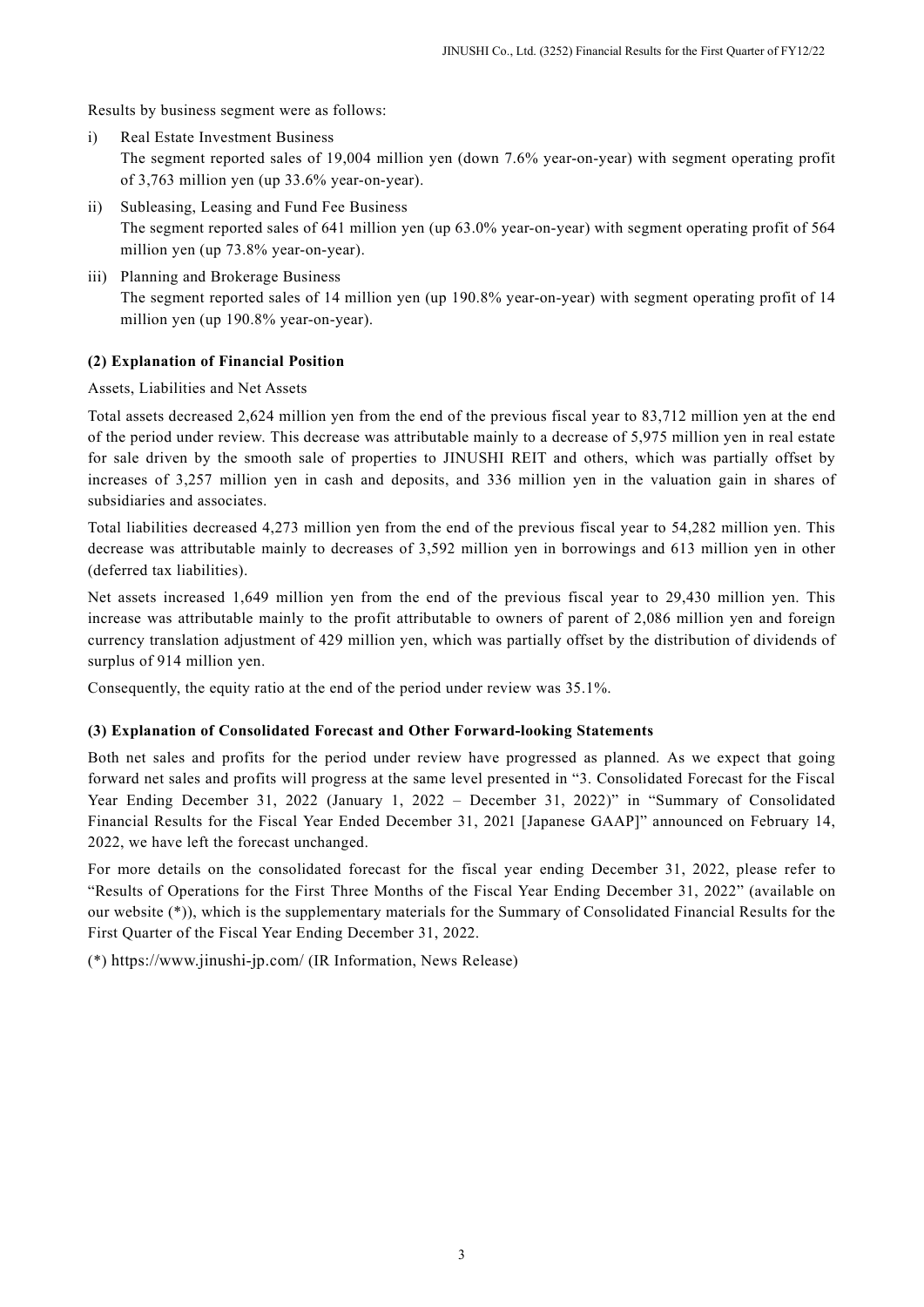Results by business segment were as follows:

i) Real Estate Investment Business
   The segment reported sales of 19,004 million yen (down 7.6% year-on-year) with segment operating profit of 3,763 million yen (up 33.6% year-on-year).

ii) Subleasing, Leasing and Fund Fee Business
   The segment reported sales of 641 million yen (up 63.0% year-on-year) with segment operating profit of 564 million yen (up 73.8% year-on-year).

iii) Planning and Brokerage Business
   The segment reported sales of 14 million yen (up 190.8% year-on-year) with segment operating profit of 14 million yen (up 190.8% year-on-year).

**(2) Explanation of Financial Position**

Assets, Liabilities and Net Assets

Total assets decreased 2,624 million yen from the end of the previous fiscal year to 83,712 million yen at the end of the period under review. This decrease was attributable mainly to a decrease of 5,975 million yen in real estate for sale driven by the smooth sale of properties to JINUSHI REIT and others, which was partially offset by increases of 3,257 million yen in cash and deposits, and 336 million yen in the valuation gain in shares of subsidiaries and associates.

Total liabilities decreased 4,273 million yen from the end of the previous fiscal year to 54,282 million yen. This decrease was attributable mainly to decreases of 3,592 million yen in borrowings and 613 million yen in other (deferred tax liabilities).

Net assets increased 1,649 million yen from the end of the previous fiscal year to 29,430 million yen. This increase was attributable mainly to the profit attributable to owners of parent of 2,086 million yen and foreign currency translation adjustment of 429 million yen, which was partially offset by the distribution of dividends of surplus of 914 million yen.

Consequently, the equity ratio at the end of the period under review was 35.1%.

**(3) Explanation of Consolidated Forecast and Other Forward-looking Statements**

Both net sales and profits for the period under review have progressed as planned. As we expect that going forward net sales and profits will progress at the same level presented in "3. Consolidated Forecast for the Fiscal Year Ending December 31, 2022 (January 1, 2022 – December 31, 2022)" in "Summary of Consolidated Financial Results for the Fiscal Year Ended December 31, 2021 [Japanese GAAP]" announced on February 14, 2022, we have left the forecast unchanged.

For more details on the consolidated forecast for the fiscal year ending December 31, 2022, please refer to "Results of Operations for the First Three Months of the Fiscal Year Ending December 31, 2022" (available on our website (*)), which is the supplementary materials for the Summary of Consolidated Financial Results for the First Quarter of the Fiscal Year Ending December 31, 2022.

(*) https://www.jinushi-jp.com/ (IR Information, News Release)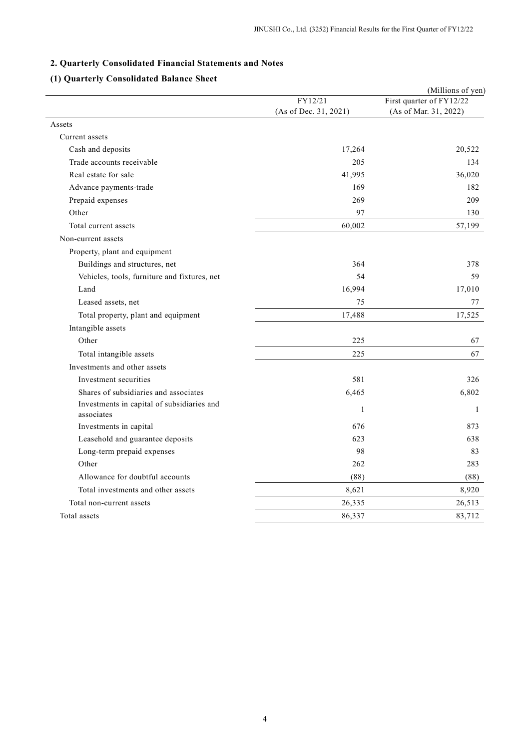## 2. Quarterly Consolidated Financial Statements and Notes

### (1) Quarterly Consolidated Balance Sheet

(Millions of yen)

| | FY12/21 (As of Dec. 31, 2021) | First quarter of FY12/22 (As of Mar. 31, 2022) |
|---|---|---|
| Assets | | |
| Current assets | | |
| Cash and deposits | 17,264 | 20,522 |
| Trade accounts receivable | 205 | 134 |
| Real estate for sale | 41,995 | 36,020 |
| Advance payments-trade | 169 | 182 |
| Prepaid expenses | 269 | 209 |
| Other | 97 | 130 |
| Total current assets | 60,002 | 57,199 |
| Non-current assets | | |
| Property, plant and equipment | | |
| Buildings and structures, net | 364 | 378 |
| Vehicles, tools, furniture and fixtures, net | 54 | 59 |
| Land | 16,994 | 17,010 |
| Leased assets, net | 75 | 77 |
| Total property, plant and equipment | 17,488 | 17,525 |
| Intangible assets | | |
| Other | 225 | 67 |
| Total intangible assets | 225 | 67 |
| Investments and other assets | | |
| Investment securities | 581 | 326 |
| Shares of subsidiaries and associates | 6,465 | 6,802 |
| Investments in capital of subsidiaries and associates | 1 | 1 |
| Investments in capital | 676 | 873 |
| Leasehold and guarantee deposits | 623 | 638 |
| Long-term prepaid expenses | 98 | 83 |
| Other | 262 | 283 |
| Allowance for doubtful accounts | (88) | (88) |
| Total investments and other assets | 8,621 | 8,920 |
| Total non-current assets | 26,335 | 26,513 |
| Total assets | 86,337 | 83,712 |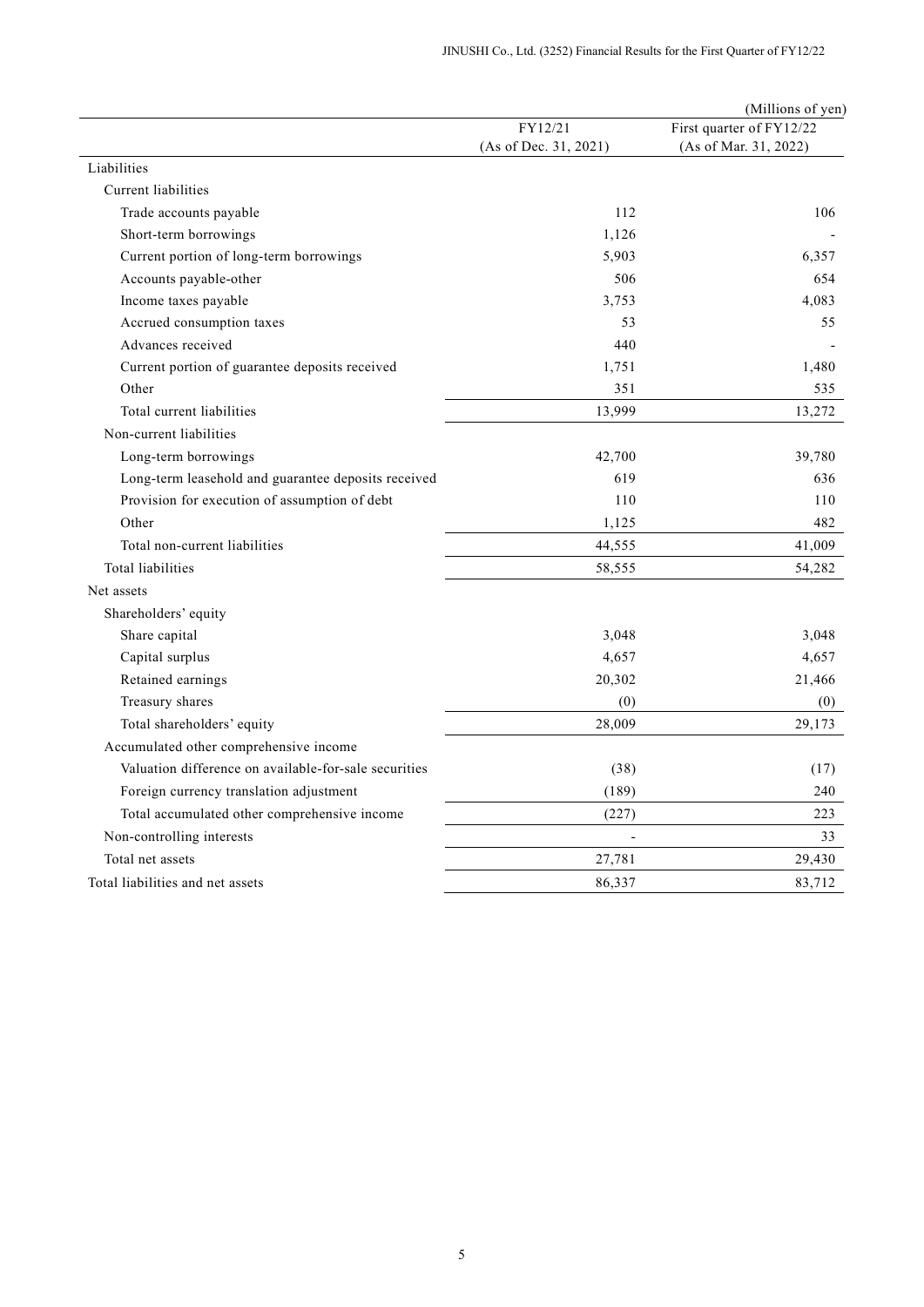(Millions of yen)

| | FY12/21 (As of Dec. 31, 2021) | First quarter of FY12/22 (As of Mar. 31, 2022) |
|---|---|---|
| Liabilities | | |
| Current liabilities | | |
| Trade accounts payable | 112 | 106 |
| Short-term borrowings | 1,126 | - |
| Current portion of long-term borrowings | 5,903 | 6,357 |
| Accounts payable-other | 506 | 654 |
| Income taxes payable | 3,753 | 4,083 |
| Accrued consumption taxes | 53 | 55 |
| Advances received | 440 | - |
| Current portion of guarantee deposits received | 1,751 | 1,480 |
| Other | 351 | 535 |
| Total current liabilities | 13,999 | 13,272 |
| Non-current liabilities | | |
| Long-term borrowings | 42,700 | 39,780 |
| Long-term leasehold and guarantee deposits received | 619 | 636 |
| Provision for execution of assumption of debt | 110 | 110 |
| Other | 1,125 | 482 |
| Total non-current liabilities | 44,555 | 41,009 |
| Total liabilities | 58,555 | 54,282 |
| Net assets | | |
| Shareholders' equity | | |
| Share capital | 3,048 | 3,048 |
| Capital surplus | 4,657 | 4,657 |
| Retained earnings | 20,302 | 21,466 |
| Treasury shares | (0) | (0) |
| Total shareholders' equity | 28,009 | 29,173 |
| Accumulated other comprehensive income | | |
| Valuation difference on available-for-sale securities | (38) | (17) |
| Foreign currency translation adjustment | (189) | 240 |
| Total accumulated other comprehensive income | (227) | 223 |
| Non-controlling interests | - | 33 |
| Total net assets | 27,781 | 29,430 |
| Total liabilities and net assets | 86,337 | 83,712 |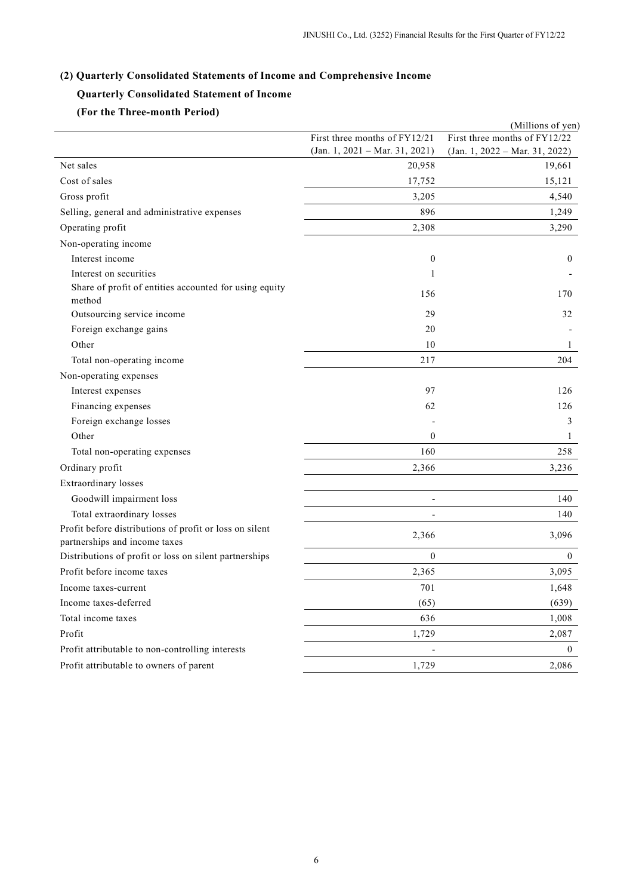### (2) Quarterly Consolidated Statements of Income and Comprehensive Income

#### Quarterly Consolidated Statement of Income

#### (For the Three-month Period)

(Millions of yen)

| | First three months of FY12/21 (Jan. 1, 2021 – Mar. 31, 2021) | First three months of FY12/22 (Jan. 1, 2022 – Mar. 31, 2022) |
|---|---|---|
| Net sales | 20,958 | 19,661 |
| Cost of sales | 17,752 | 15,121 |
| Gross profit | 3,205 | 4,540 |
| Selling, general and administrative expenses | 896 | 1,249 |
| Operating profit | 2,308 | 3,290 |
| Non-operating income | | |
| Interest income | 0 | 0 |
| Interest on securities | 1 | - |
| Share of profit of entities accounted for using equity method | 156 | 170 |
| Outsourcing service income | 29 | 32 |
| Foreign exchange gains | 20 | - |
| Other | 10 | 1 |
| Total non-operating income | 217 | 204 |
| Non-operating expenses | | |
| Interest expenses | 97 | 126 |
| Financing expenses | 62 | 126 |
| Foreign exchange losses | - | 3 |
| Other | 0 | 1 |
| Total non-operating expenses | 160 | 258 |
| Ordinary profit | 2,366 | 3,236 |
| Extraordinary losses | | |
| Goodwill impairment loss | - | 140 |
| Total extraordinary losses | - | 140 |
| Profit before distributions of profit or loss on silent partnerships and income taxes | 2,366 | 3,096 |
| Distributions of profit or loss on silent partnerships | 0 | 0 |
| Profit before income taxes | 2,365 | 3,095 |
| Income taxes-current | 701 | 1,648 |
| Income taxes-deferred | (65) | (639) |
| Total income taxes | 636 | 1,008 |
| Profit | 1,729 | 2,087 |
| Profit attributable to non-controlling interests | - | 0 |
| Profit attributable to owners of parent | 1,729 | 2,086 |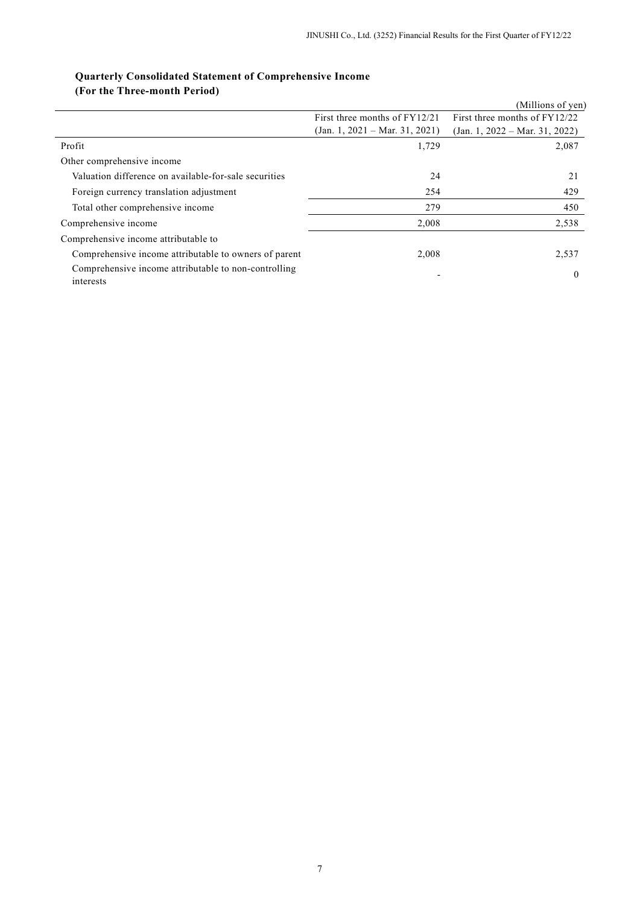## Quarterly Consolidated Statement of Comprehensive Income
## (For the Three-month Period)

(Millions of yen)

| | First three months of FY12/21 (Jan. 1, 2021 – Mar. 31, 2021) | First three months of FY12/22 (Jan. 1, 2022 – Mar. 31, 2022) |
|---|---|---|
| Profit | 1,729 | 2,087 |
| Other comprehensive income | | |
| Valuation difference on available-for-sale securities | 24 | 21 |
| Foreign currency translation adjustment | 254 | 429 |
| Total other comprehensive income | 279 | 450 |
| Comprehensive income | 2,008 | 2,538 |
| Comprehensive income attributable to | | |
| Comprehensive income attributable to owners of parent | 2,008 | 2,537 |
| Comprehensive income attributable to non-controlling interests | - | 0 |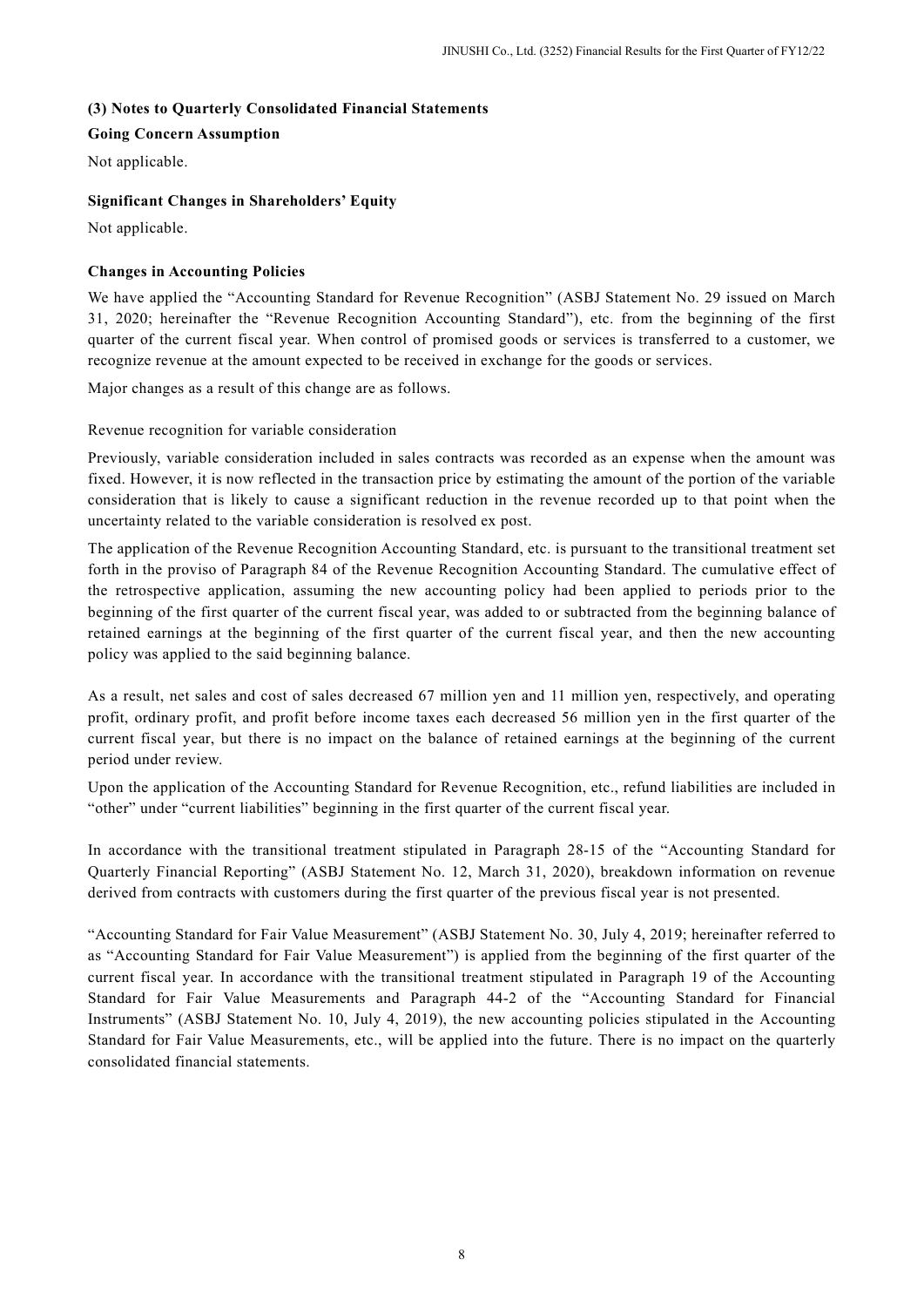### (3) Notes to Quarterly Consolidated Financial Statements

**Going Concern Assumption**

Not applicable.

**Significant Changes in Shareholders' Equity**

Not applicable.

**Changes in Accounting Policies**

We have applied the "Accounting Standard for Revenue Recognition" (ASBJ Statement No. 29 issued on March 31, 2020; hereinafter the "Revenue Recognition Accounting Standard"), etc. from the beginning of the first quarter of the current fiscal year. When control of promised goods or services is transferred to a customer, we recognize revenue at the amount expected to be received in exchange for the goods or services.

Major changes as a result of this change are as follows.

Revenue recognition for variable consideration

Previously, variable consideration included in sales contracts was recorded as an expense when the amount was fixed. However, it is now reflected in the transaction price by estimating the amount of the portion of the variable consideration that is likely to cause a significant reduction in the revenue recorded up to that point when the uncertainty related to the variable consideration is resolved ex post.

The application of the Revenue Recognition Accounting Standard, etc. is pursuant to the transitional treatment set forth in the proviso of Paragraph 84 of the Revenue Recognition Accounting Standard. The cumulative effect of the retrospective application, assuming the new accounting policy had been applied to periods prior to the beginning of the first quarter of the current fiscal year, was added to or subtracted from the beginning balance of retained earnings at the beginning of the first quarter of the current fiscal year, and then the new accounting policy was applied to the said beginning balance.

As a result, net sales and cost of sales decreased 67 million yen and 11 million yen, respectively, and operating profit, ordinary profit, and profit before income taxes each decreased 56 million yen in the first quarter of the current fiscal year, but there is no impact on the balance of retained earnings at the beginning of the current period under review.

Upon the application of the Accounting Standard for Revenue Recognition, etc., refund liabilities are included in "other" under "current liabilities" beginning in the first quarter of the current fiscal year.

In accordance with the transitional treatment stipulated in Paragraph 28-15 of the "Accounting Standard for Quarterly Financial Reporting" (ASBJ Statement No. 12, March 31, 2020), breakdown information on revenue derived from contracts with customers during the first quarter of the previous fiscal year is not presented.

"Accounting Standard for Fair Value Measurement" (ASBJ Statement No. 30, July 4, 2019; hereinafter referred to as "Accounting Standard for Fair Value Measurement") is applied from the beginning of the first quarter of the current fiscal year. In accordance with the transitional treatment stipulated in Paragraph 19 of the Accounting Standard for Fair Value Measurements and Paragraph 44-2 of the "Accounting Standard for Financial Instruments" (ASBJ Statement No. 10, July 4, 2019), the new accounting policies stipulated in the Accounting Standard for Fair Value Measurements, etc., will be applied into the future. There is no impact on the quarterly consolidated financial statements.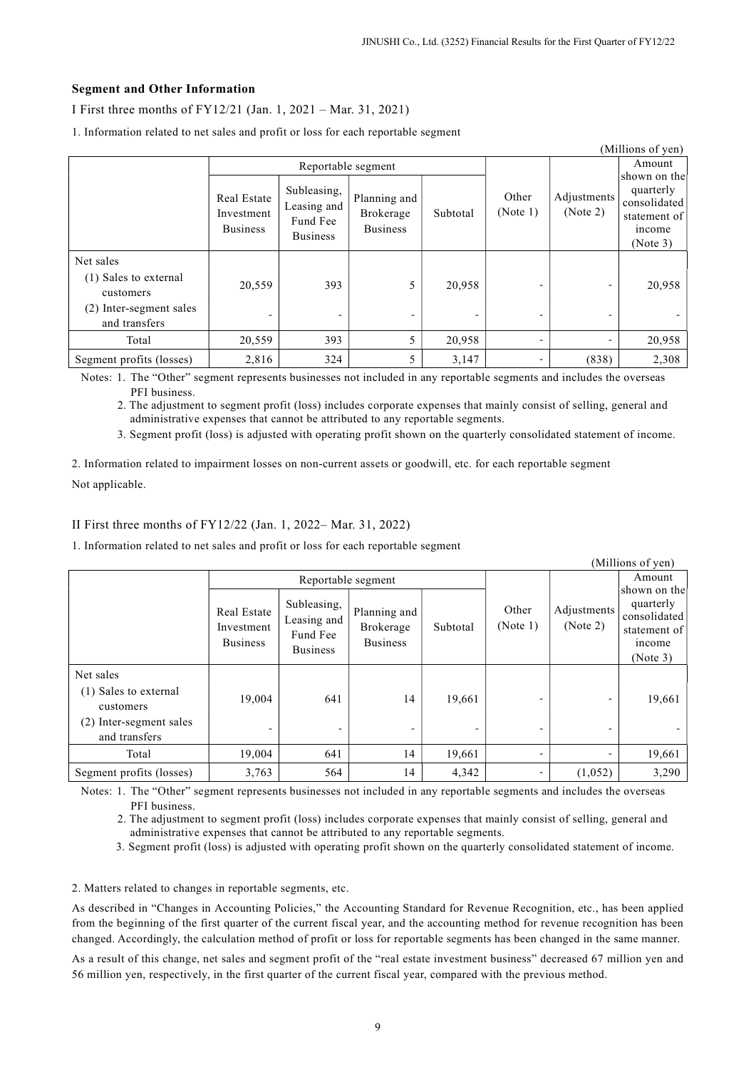### Segment and Other Information

I First three months of FY12/21 (Jan. 1, 2021 – Mar. 31, 2021)

1. Information related to net sales and profit or loss for each reportable segment

(Millions of yen)

| | Reportable segment | | | | Other (Note 1) | Adjustments (Note 2) | Amount shown on the quarterly consolidated statement of income (Note 3) |
|---|---|---|---|---|---|---|---|
| | Real Estate Investment Business | Subleasing, Leasing and Fund Fee Business | Planning and Brokerage Business | Subtotal | | | |
| Net sales | | | | | | | |
| (1) Sales to external customers | 20,559 | 393 | 5 | 20,958 | - | - | 20,958 |
| (2) Inter-segment sales and transfers | - | - | - | - | - | - | - |
| Total | 20,559 | 393 | 5 | 20,958 | - | - | 20,958 |
| Segment profits (losses) | 2,816 | 324 | 5 | 3,147 | - | (838) | 2,308 |

Notes: 1. The "Other" segment represents businesses not included in any reportable segments and includes the overseas PFI business.

2. The adjustment to segment profit (loss) includes corporate expenses that mainly consist of selling, general and administrative expenses that cannot be attributed to any reportable segments.

3. Segment profit (loss) is adjusted with operating profit shown on the quarterly consolidated statement of income.

2. Information related to impairment losses on non-current assets or goodwill, etc. for each reportable segment

Not applicable.

II First three months of FY12/22 (Jan. 1, 2022– Mar. 31, 2022)

1. Information related to net sales and profit or loss for each reportable segment

(Millions of yen)

| | Reportable segment | | | | Other (Note 1) | Adjustments (Note 2) | Amount shown on the quarterly consolidated statement of income (Note 3) |
|---|---|---|---|---|---|---|---|
| | Real Estate Investment Business | Subleasing, Leasing and Fund Fee Business | Planning and Brokerage Business | Subtotal | | | |
| Net sales | | | | | | | |
| (1) Sales to external customers | 19,004 | 641 | 14 | 19,661 | - | - | 19,661 |
| (2) Inter-segment sales and transfers | - | - | - | - | - | - | - |
| Total | 19,004 | 641 | 14 | 19,661 | - | - | 19,661 |
| Segment profits (losses) | 3,763 | 564 | 14 | 4,342 | - | (1,052) | 3,290 |

Notes: 1. The "Other" segment represents businesses not included in any reportable segments and includes the overseas PFI business.

2. The adjustment to segment profit (loss) includes corporate expenses that mainly consist of selling, general and administrative expenses that cannot be attributed to any reportable segments.

3. Segment profit (loss) is adjusted with operating profit shown on the quarterly consolidated statement of income.

2. Matters related to changes in reportable segments, etc.

As described in "Changes in Accounting Policies," the Accounting Standard for Revenue Recognition, etc., has been applied from the beginning of the first quarter of the current fiscal year, and the accounting method for revenue recognition has been changed. Accordingly, the calculation method of profit or loss for reportable segments has been changed in the same manner.

As a result of this change, net sales and segment profit of the "real estate investment business" decreased 67 million yen and 56 million yen, respectively, in the first quarter of the current fiscal year, compared with the previous method.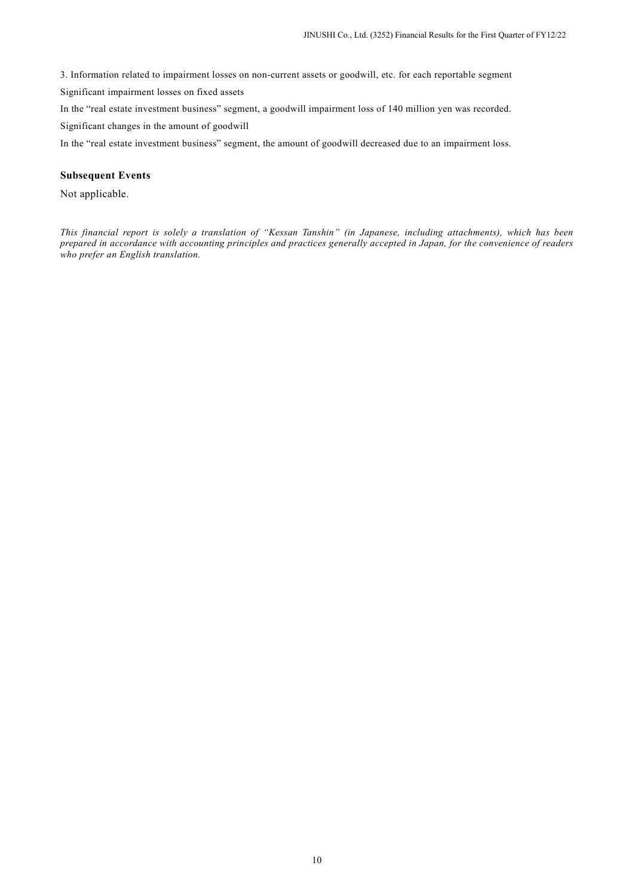3. Information related to impairment losses on non-current assets or goodwill, etc. for each reportable segment

Significant impairment losses on fixed assets

In the “real estate investment business” segment, a goodwill impairment loss of 140 million yen was recorded.

Significant changes in the amount of goodwill

In the “real estate investment business” segment, the amount of goodwill decreased due to an impairment loss.

### Subsequent Events

Not applicable.

*This financial report is solely a translation of “Kessan Tanshin” (in Japanese, including attachments), which has been prepared in accordance with accounting principles and practices generally accepted in Japan, for the convenience of readers who prefer an English translation.*